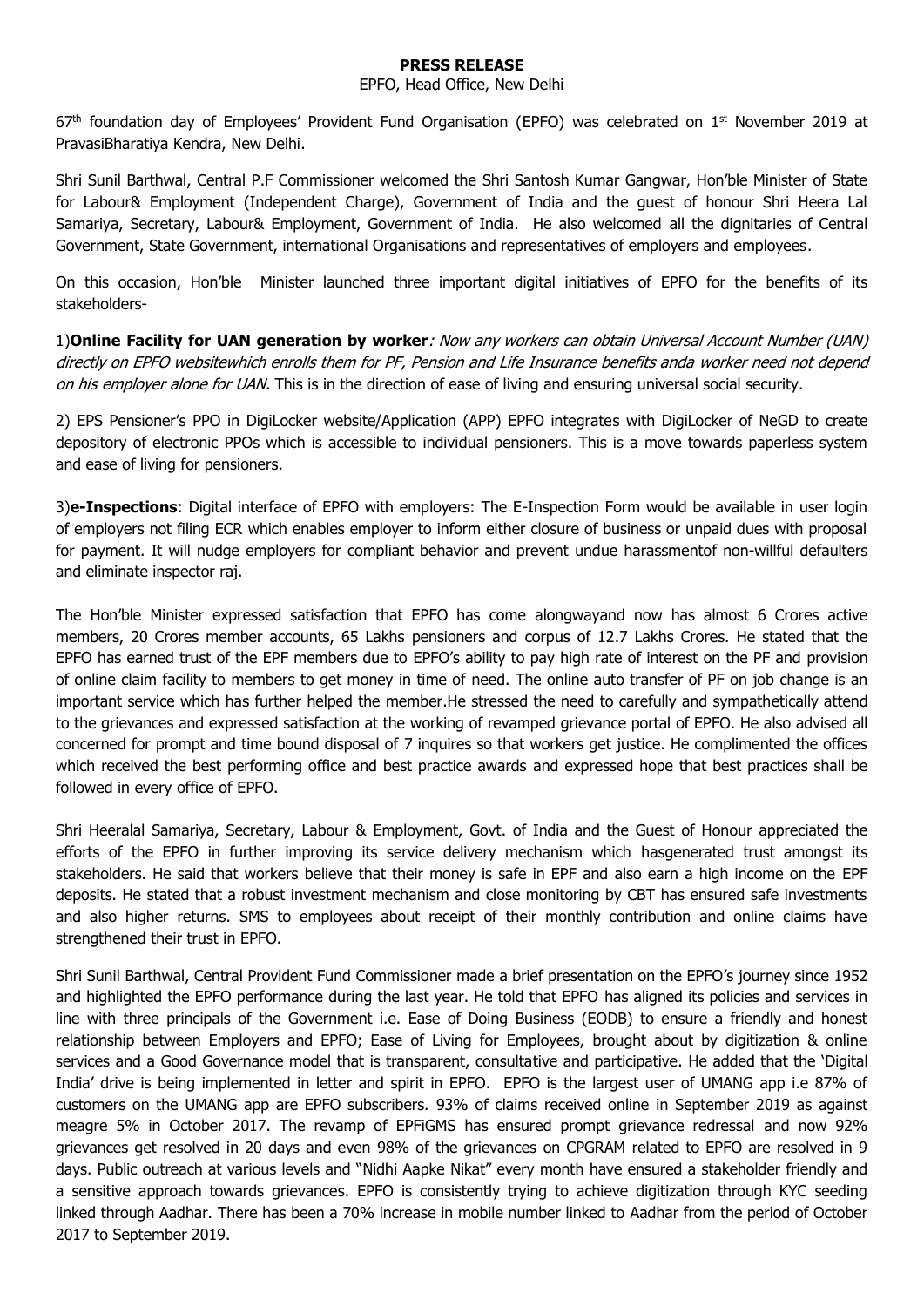**PRESS RELEASE**

EPFO, Head Office, New Delhi

67th foundation day of Employees' Provident Fund Organisation (EPFO) was celebrated on 1st November 2019 at PravasiBharatiya Kendra, New Delhi.

Shri Sunil Barthwal, Central P.F Commissioner welcomed the Shri Santosh Kumar Gangwar, Hon'ble Minister of State for Labour& Employment (Independent Charge), Government of India and the guest of honour Shri Heera Lal Samariya, Secretary, Labour& Employment, Government of India. He also welcomed all the dignitaries of Central Government, State Government, international Organisations and representatives of employers and employees.

On this occasion, Hon'ble Minister launched three important digital initiatives of EPFO for the benefits of its stakeholders-

1)**Online Facility for UAN generation by worker**: *Now any workers can obtain Universal Account Number (UAN) directly on EPFO websitewhich enrolls them for PF, Pension and Life Insurance benefits anda worker need not depend on his employer alone for UAN.* This is in the direction of ease of living and ensuring universal social security.

2) EPS Pensioner's PPO in DigiLocker website/Application (APP) EPFO integrates with DigiLocker of NeGD to create depository of electronic PPOs which is accessible to individual pensioners. This is a move towards paperless system and ease of living for pensioners.

3)**e-Inspections**: Digital interface of EPFO with employers: The E-Inspection Form would be available in user login of employers not filing ECR which enables employer to inform either closure of business or unpaid dues with proposal for payment. It will nudge employers for compliant behavior and prevent undue harassmentof non-willful defaulters and eliminate inspector raj.

The Hon'ble Minister expressed satisfaction that EPFO has come alongwayand now has almost 6 Crores active members, 20 Crores member accounts, 65 Lakhs pensioners and corpus of 12.7 Lakhs Crores. He stated that the EPFO has earned trust of the EPF members due to EPFO's ability to pay high rate of interest on the PF and provision of online claim facility to members to get money in time of need. The online auto transfer of PF on job change is an important service which has further helped the member.He stressed the need to carefully and sympathetically attend to the grievances and expressed satisfaction at the working of revamped grievance portal of EPFO. He also advised all concerned for prompt and time bound disposal of 7 inquires so that workers get justice. He complimented the offices which received the best performing office and best practice awards and expressed hope that best practices shall be followed in every office of EPFO.

Shri Heeralal Samariya, Secretary, Labour & Employment, Govt. of India and the Guest of Honour appreciated the efforts of the EPFO in further improving its service delivery mechanism which hasgenerated trust amongst its stakeholders. He said that workers believe that their money is safe in EPF and also earn a high income on the EPF deposits. He stated that a robust investment mechanism and close monitoring by CBT has ensured safe investments and also higher returns. SMS to employees about receipt of their monthly contribution and online claims have strengthened their trust in EPFO.

Shri Sunil Barthwal, Central Provident Fund Commissioner made a brief presentation on the EPFO's journey since 1952 and highlighted the EPFO performance during the last year. He told that EPFO has aligned its policies and services in line with three principals of the Government i.e. Ease of Doing Business (EODB) to ensure a friendly and honest relationship between Employers and EPFO; Ease of Living for Employees, brought about by digitization & online services and a Good Governance model that is transparent, consultative and participative. He added that the 'Digital India' drive is being implemented in letter and spirit in EPFO. EPFO is the largest user of UMANG app i.e 87% of customers on the UMANG app are EPFO subscribers. 93% of claims received online in September 2019 as against meagre 5% in October 2017. The revamp of EPFiGMS has ensured prompt grievance redressal and now 92% grievances get resolved in 20 days and even 98% of the grievances on CPGRAM related to EPFO are resolved in 9 days. Public outreach at various levels and "Nidhi Aapke Nikat" every month have ensured a stakeholder friendly and a sensitive approach towards grievances. EPFO is consistently trying to achieve digitization through KYC seeding linked through Aadhar. There has been a 70% increase in mobile number linked to Aadhar from the period of October 2017 to September 2019.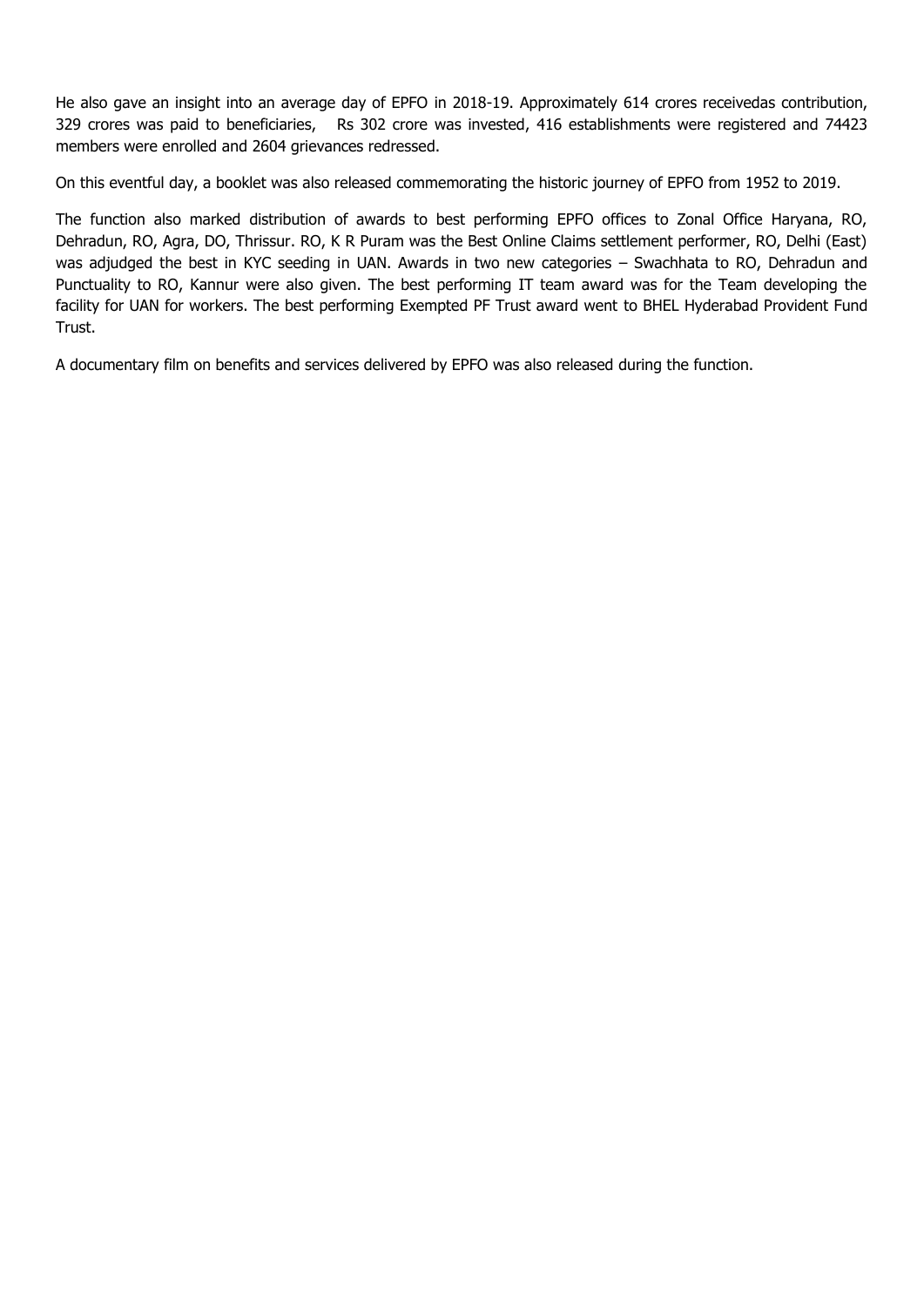He also gave an insight into an average day of EPFO in 2018-19. Approximately 614 crores receivedas contribution, 329 crores was paid to beneficiaries, Rs 302 crore was invested, 416 establishments were registered and 74423 members were enrolled and 2604 grievances redressed.

On this eventful day, a booklet was also released commemorating the historic journey of EPFO from 1952 to 2019.

The function also marked distribution of awards to best performing EPFO offices to Zonal Office Haryana, RO, Dehradun, RO, Agra, DO, Thrissur. RO, K R Puram was the Best Online Claims settlement performer, RO, Delhi (East) was adjudged the best in KYC seeding in UAN. Awards in two new categories – Swachhata to RO, Dehradun and Punctuality to RO, Kannur were also given. The best performing IT team award was for the Team developing the facility for UAN for workers. The best performing Exempted PF Trust award went to BHEL Hyderabad Provident Fund Trust.

A documentary film on benefits and services delivered by EPFO was also released during the function.